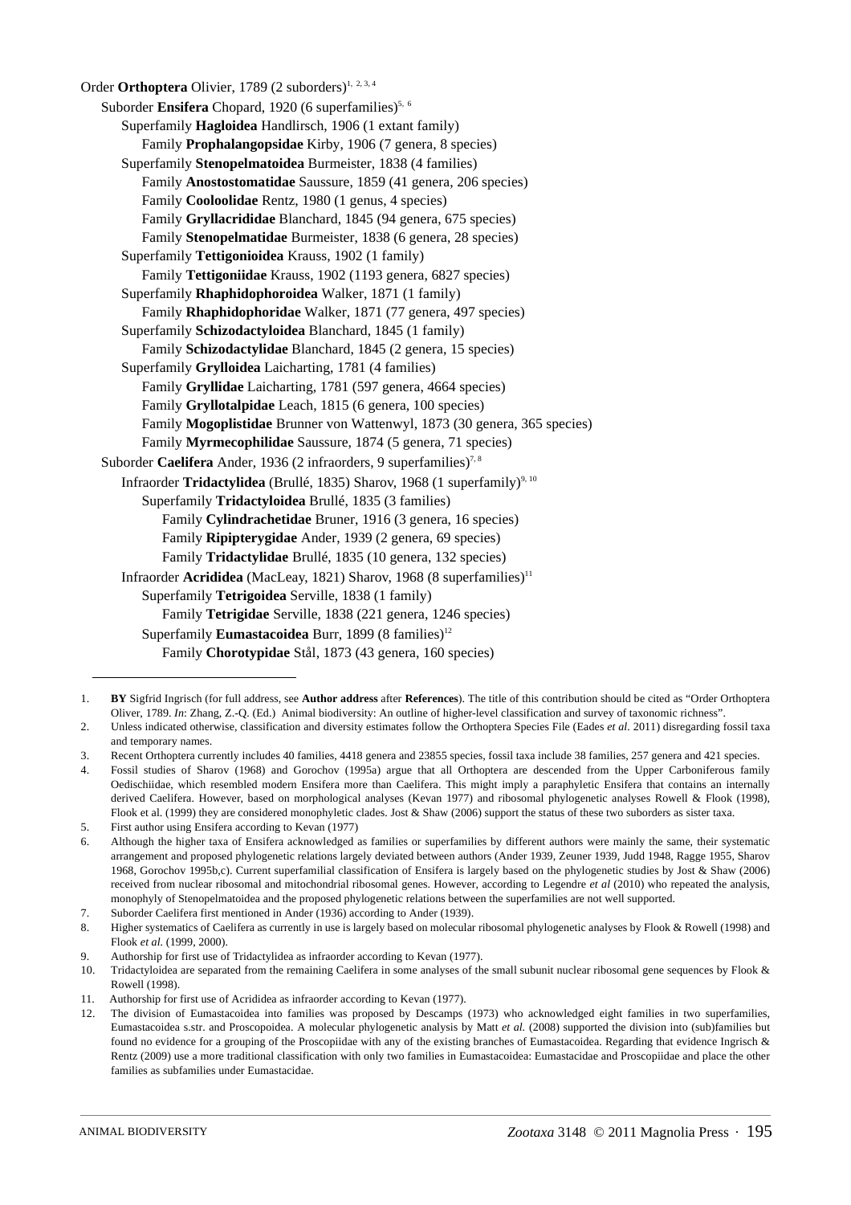Order **Orthoptera** Olivier, 1789 (2 suborders)[1, 2, 3, 4]

Suborder **Ensifera** Chopard, 1920 (6 superfamilies)[5, 6]

Superfamily **Hagloidea** Handlirsch, 1906 (1 extant family)

Family **Prophalangopsidae** Kirby, 1906 (7 genera, 8 species)

Superfamily **Stenopelmatoidea** Burmeister, 1838 (4 families)

Family **Anostostomatidae** Saussure, 1859 (41 genera, 206 species)

Family **Cooloolidae** Rentz, 1980 (1 genus, 4 species)

Family **Gryllacrididae** Blanchard, 1845 (94 genera, 675 species)

Family **Stenopelmatidae** Burmeister, 1838 (6 genera, 28 species)

Superfamily **Tettigonioidea** Krauss, 1902 (1 family)

Family **Tettigoniidae** Krauss, 1902 (1193 genera, 6827 species)

Superfamily **Rhaphidophoroidea** Walker, 1871 (1 family)

Family **Rhaphidophoridae** Walker, 1871 (77 genera, 497 species)

Superfamily **Schizodactyloidea** Blanchard, 1845 (1 family)

Family **Schizodactylidae** Blanchard, 1845 (2 genera, 15 species)

Superfamily **Grylloidea** Laicharting, 1781 (4 families)

Family **Gryllidae** Laicharting, 1781 (597 genera, 4664 species)

Family **Gryllotalpidae** Leach, 1815 (6 genera, 100 species)

Family **Mogoplistidae** Brunner von Wattenwyl, 1873 (30 genera, 365 species)

Family **Myrmecophilidae** Saussure, 1874 (5 genera, 71 species)

Suborder **Caelifera** Ander, 1936 (2 infraorders, 9 superfamilies)[7, 8]

Infraorder **Tridactylidea** (Brullé, 1835) Sharov, 1968 (1 superfamily)[9, 10]

Superfamily **Tridactyloidea** Brullé, 1835 (3 families)

Family **Cylindrachetidae** Bruner, 1916 (3 genera, 16 species)

Family **Ripipterygidae** Ander, 1939 (2 genera, 69 species)

Family **Tridactylidae** Brullé, 1835 (10 genera, 132 species)

Infraorder **Acrididea** (MacLeay, 1821) Sharov, 1968 (8 superfamilies)[11]

Superfamily **Tetrigoidea** Serville, 1838 (1 family)

Family **Tetrigidae** Serville, 1838 (221 genera, 1246 species)

Superfamily **Eumastacoidea** Burr, 1899 (8 families)[12]

Family **Chorotypidae** Stål, 1873 (43 genera, 160 species)

---

1. **BY** Sigfrid Ingrisch (for full address, see **Author address** after **References**). The title of this contribution should be cited as "Order Orthoptera Olivier, 1789. *In*: Zhang, Z.-Q. (Ed.) Animal biodiversity: An outline of higher-level classification and survey of taxonomic richness".
2. Unless indicated otherwise, classification and diversity estimates follow the Orthoptera Species File (Eades *et al*. 2011) disregarding fossil taxa and temporary names.
3. Recent Orthoptera currently includes 40 families, 4418 genera and 23855 species, fossil taxa include 38 families, 257 genera and 421 species.
4. Fossil studies of Sharov (1968) and Gorochov (1995a) argue that all Orthoptera are descended from the Upper Carboniferous family Oedischiidae, which resembled modern Ensifera more than Caelifera. This might imply a paraphyletic Ensifera that contains an internally derived Caelifera. However, based on morphological analyses (Kevan 1977) and ribosomal phylogenetic analyses Rowell & Flook (1998), Flook et al. (1999) they are considered monophyletic clades. Jost & Shaw (2006) support the status of these two suborders as sister taxa.
5. First author using Ensifera according to Kevan (1977)
6. Although the higher taxa of Ensifera acknowledged as families or superfamilies by different authors were mainly the same, their systematic arrangement and proposed phylogenetic relations largely deviated between authors (Ander 1939, Zeuner 1939, Judd 1948, Ragge 1955, Sharov 1968, Gorochov 1995b,c). Current superfamilial classification of Ensifera is largely based on the phylogenetic studies by Jost & Shaw (2006) received from nuclear ribosomal and mitochondrial ribosomal genes. However, according to Legendre *et al* (2010) who repeated the analysis, monophyly of Stenopelmatoidea and the proposed phylogenetic relations between the superfamilies are not well supported.
7. Suborder Caelifera first mentioned in Ander (1936) according to Ander (1939).
8. Higher systematics of Caelifera as currently in use is largely based on molecular ribosomal phylogenetic analyses by Flook & Rowell (1998) and Flook *et al*. (1999, 2000).
9. Authorship for first use of Tridactylidea as infraorder according to Kevan (1977).
10. Tridactyloidea are separated from the remaining Caelifera in some analyses of the small subunit nuclear ribosomal gene sequences by Flook & Rowell (1998).
11. Authorship for first use of Acrididea as infraorder according to Kevan (1977).
12. The division of Eumastacoidea into families was proposed by Descamps (1973) who acknowledged eight families in two superfamilies, Eumastacoidea s.str. and Proscopoidea. A molecular phylogenetic analysis by Matt *et al.* (2008) supported the division into (sub)families but found no evidence for a grouping of the Proscopiidae with any of the existing branches of Eumastacoidea. Regarding that evidence Ingrisch & Rentz (2009) use a more traditional classification with only two families in Eumastacoidea: Eumastacidae and Proscopiidae and place the other families as subfamilies under Eumastacidae.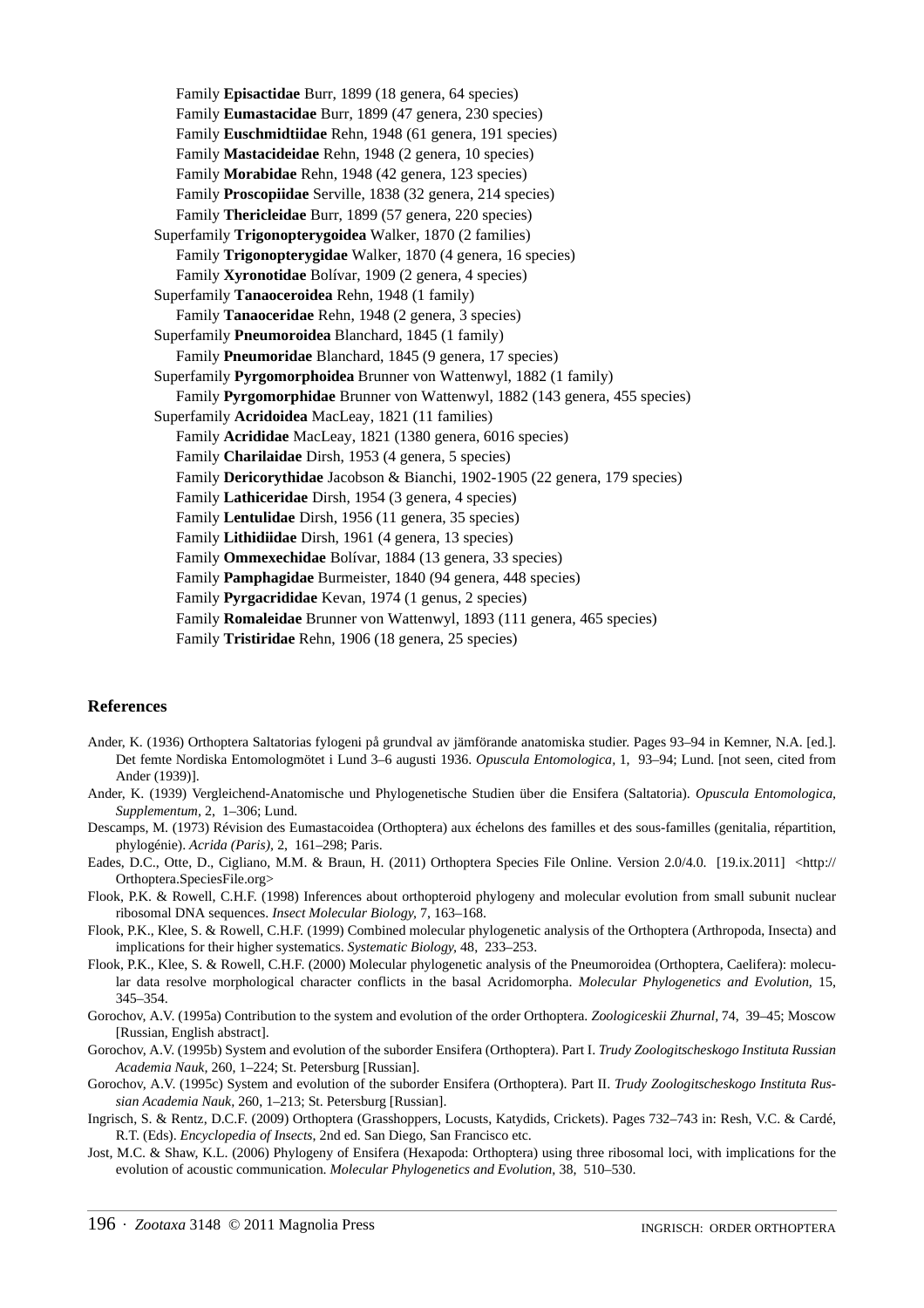Family **Episactidae** Burr, 1899 (18 genera, 64 species)
Family **Eumastacidae** Burr, 1899 (47 genera, 230 species)
Family **Euschmidtiidae** Rehn, 1948 (61 genera, 191 species)
Family **Mastacideidae** Rehn, 1948 (2 genera, 10 species)
Family **Morabidae** Rehn, 1948 (42 genera, 123 species)
Family **Proscopiidae** Serville, 1838 (32 genera, 214 species)
Family **Thericleidae** Burr, 1899 (57 genera, 220 species)
Superfamily **Trigonopterygoidea** Walker, 1870 (2 families)
Family **Trigonopterygidae** Walker, 1870 (4 genera, 16 species)
Family **Xyronotidae** Bolívar, 1909 (2 genera, 4 species)
Superfamily **Tanaoceroidea** Rehn, 1948 (1 family)
Family **Tanaoceridae** Rehn, 1948 (2 genera, 3 species)
Superfamily **Pneumoroidea** Blanchard, 1845 (1 family)
Family **Pneumoridae** Blanchard, 1845 (9 genera, 17 species)
Superfamily **Pyrgomorphoidea** Brunner von Wattenwyl, 1882 (1 family)
Family **Pyrgomorphidae** Brunner von Wattenwyl, 1882 (143 genera, 455 species)
Superfamily **Acridoidea** MacLeay, 1821 (11 families)
Family **Acrididae** MacLeay, 1821 (1380 genera, 6016 species)
Family **Charilaidae** Dirsh, 1953 (4 genera, 5 species)
Family **Dericorythidae** Jacobson & Bianchi, 1902-1905 (22 genera, 179 species)
Family **Lathiceridae** Dirsh, 1954 (3 genera, 4 species)
Family **Lentulidae** Dirsh, 1956 (11 genera, 35 species)
Family **Lithidiidae** Dirsh, 1961 (4 genera, 13 species)
Family **Ommexechidae** Bolívar, 1884 (13 genera, 33 species)
Family **Pamphagidae** Burmeister, 1840 (94 genera, 448 species)
Family **Pyrgacrididae** Kevan, 1974 (1 genus, 2 species)
Family **Romaleidae** Brunner von Wattenwyl, 1893 (111 genera, 465 species)
Family **Tristiridae** Rehn, 1906 (18 genera, 25 species)

## References

Ander, K. (1936) Orthoptera Saltatorias fylogeni på grundval av jämförande anatomiska studier. Pages 93–94 in Kemner, N.A. [ed.]. Det femte Nordiska Entomologmötet i Lund 3–6 augusti 1936. *Opuscula Entomologica,* 1, 93–94; Lund. [not seen, cited from Ander (1939)].

Ander, K. (1939) Vergleichend-Anatomische und Phylogenetische Studien über die Ensifera (Saltatoria). *Opuscula Entomologica, Supplementum,* 2, 1–306; Lund.

Descamps, M. (1973) Révision des Eumastacoidea (Orthoptera) aux échelons des familles et des sous-familles (genitalia, répartition, phylogénie). *Acrida (Paris),* 2, 161–298; Paris.

Eades, D.C., Otte, D., Cigliano, M.M. & Braun, H. (2011) Orthoptera Species File Online. Version 2.0/4.0. [19.ix.2011] <http://Orthoptera.SpeciesFile.org>

Flook, P.K. & Rowell, C.H.F. (1998) Inferences about orthopteroid phylogeny and molecular evolution from small subunit nuclear ribosomal DNA sequences. *Insect Molecular Biology,* 7, 163–168.

Flook, P.K., Klee, S. & Rowell, C.H.F. (1999) Combined molecular phylogenetic analysis of the Orthoptera (Arthropoda, Insecta) and implications for their higher systematics. *Systematic Biology,* 48, 233–253.

Flook, P.K., Klee, S. & Rowell, C.H.F. (2000) Molecular phylogenetic analysis of the Pneumoroidea (Orthoptera, Caelifera): molecular data resolve morphological character conflicts in the basal Acridomorpha. *Molecular Phylogenetics and Evolution,* 15, 345–354.

Gorochov, A.V. (1995a) Contribution to the system and evolution of the order Orthoptera. *Zoologiceskii Zhurnal,* 74, 39–45; Moscow [Russian, English abstract].

Gorochov, A.V. (1995b) System and evolution of the suborder Ensifera (Orthoptera). Part I. *Trudy Zoologitscheskogo Instituta Russian Academia Nauk,* 260, 1–224; St. Petersburg [Russian].

Gorochov, A.V. (1995c) System and evolution of the suborder Ensifera (Orthoptera). Part II. *Trudy Zoologitscheskogo Instituta Russian Academia Nauk,* 260, 1–213; St. Petersburg [Russian].

Ingrisch, S. & Rentz, D.C.F. (2009) Orthoptera (Grasshoppers, Locusts, Katydids, Crickets). Pages 732–743 in: Resh, V.C. & Cardé, R.T. (Eds). *Encyclopedia of Insects,* 2nd ed. San Diego, San Francisco etc.

Jost, M.C. & Shaw, K.L. (2006) Phylogeny of Ensifera (Hexapoda: Orthoptera) using three ribosomal loci, with implications for the evolution of acoustic communication. *Molecular Phylogenetics and Evolution,* 38, 510–530.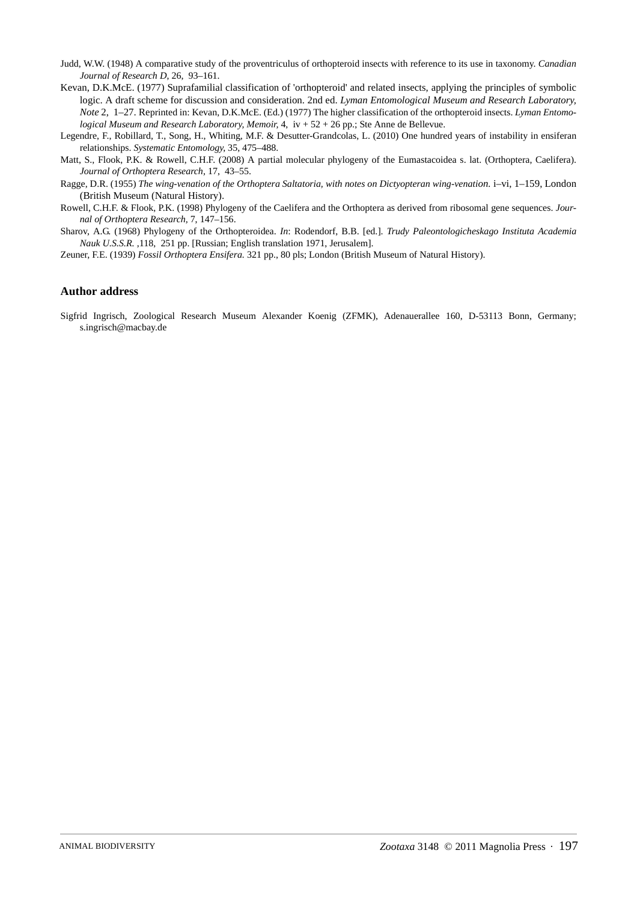Judd, W.W. (1948) A comparative study of the proventriculus of orthopteroid insects with reference to its use in taxonomy. *Canadian Journal of Research D*, 26, 93–161.

Kevan, D.K.McE. (1977) Suprafamilial classification of 'orthopteroid' and related insects, applying the principles of symbolic logic. A draft scheme for discussion and consideration. 2nd ed. *Lyman Entomological Museum and Research Laboratory, Note* 2, 1–27. Reprinted in: Kevan, D.K.McE. (Ed.) (1977) The higher classification of the orthopteroid insects. *Lyman Entomological Museum and Research Laboratory, Memoir,* 4, iv + 52 + 26 pp.; Ste Anne de Bellevue.

Legendre, F., Robillard, T., Song, H., Whiting, M.F. & Desutter-Grandcolas, L. (2010) One hundred years of instability in ensiferan relationships. *Systematic Entomology*, 35, 475–488.

Matt, S., Flook, P.K. & Rowell, C.H.F. (2008) A partial molecular phylogeny of the Eumastacoidea s. lat. (Orthoptera, Caelifera). *Journal of Orthoptera Research*, 17, 43–55.

Ragge, D.R. (1955) *The wing-venation of the Orthoptera Saltatoria, with notes on Dictyopteran wing-venation*. i–vi, 1–159, London (British Museum (Natural History).

Rowell, C.H.F. & Flook, P.K. (1998) Phylogeny of the Caelifera and the Orthoptera as derived from ribosomal gene sequences. *Journal of Orthoptera Research*, 7, 147–156.

Sharov, A.G. (1968) Phylogeny of the Orthopteroidea. *In*: Rodendorf, B.B. [ed.]. *Trudy Paleontologicheskago Instituta Academia Nauk U.S.S.R.* ,118, 251 pp. [Russian; English translation 1971, Jerusalem].

Zeuner, F.E. (1939) *Fossil Orthoptera Ensifera.* 321 pp., 80 pls; London (British Museum of Natural History).

## Author address

Sigfrid Ingrisch, Zoological Research Museum Alexander Koenig (ZFMK), Adenauerallee 160, D-53113 Bonn, Germany; s.ingrisch@macbay.de